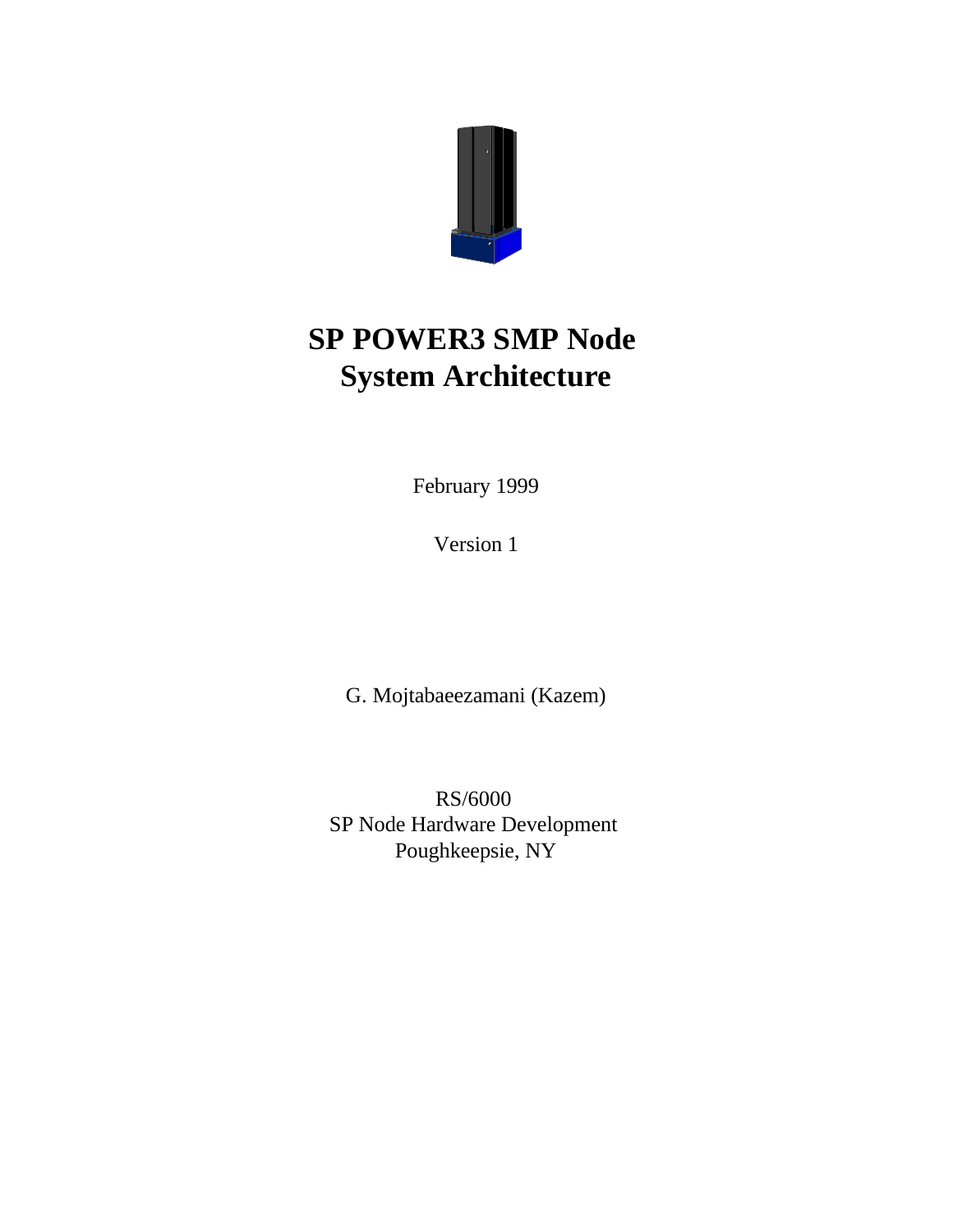# SP POWER3 SMP Node System Architecture

February 1999

Version 1

G. Mojtabaeezamani (Kazem)

RS/6000
SP Node Hardware Development
Poughkeepsie, NY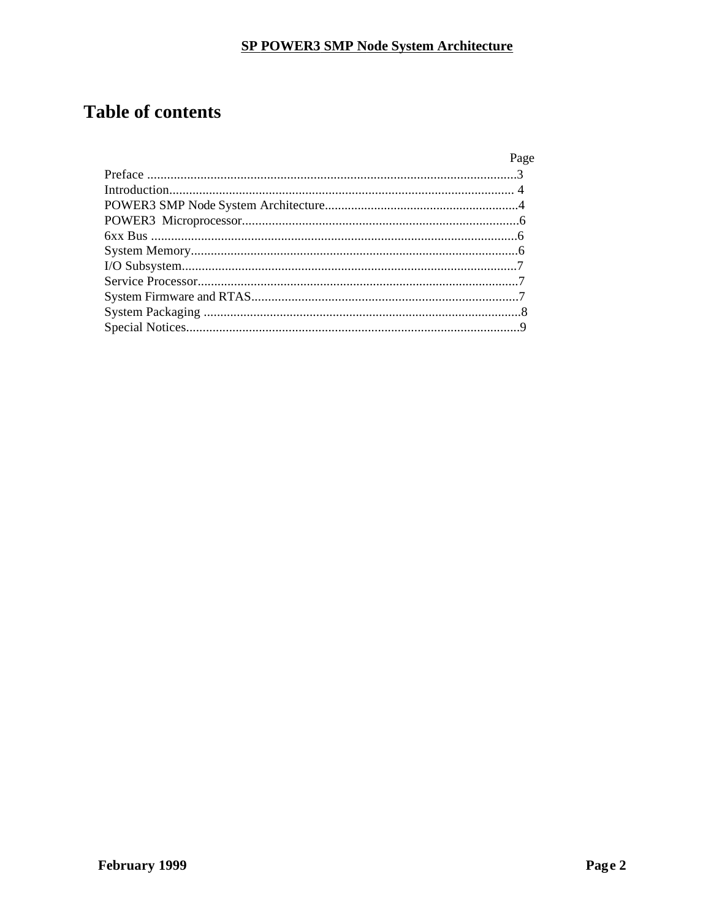# Table of contents

| | Page |
|---|---|
| Preface | 3 |
| Introduction | 4 |
| POWER3 SMP Node System Architecture | 4 |
| POWER3 Microprocessor | 6 |
| 6xx Bus | 6 |
| System Memory | 6 |
| I/O Subsystem | 7 |
| Service Processor | 7 |
| System Firmware and RTAS | 7 |
| System Packaging | 8 |
| Special Notices | 9 |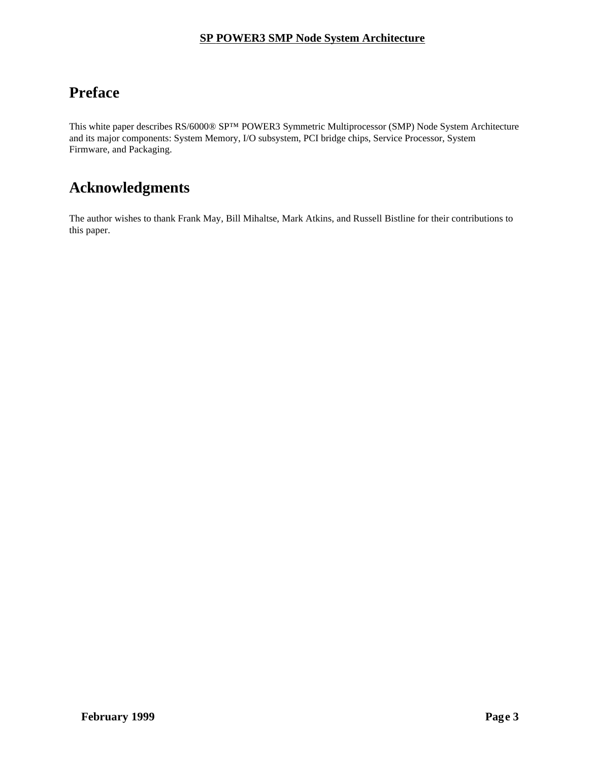# Preface

This white paper describes RS/6000® SP™ POWER3 Symmetric Multiprocessor (SMP) Node System Architecture and its major components: System Memory, I/O subsystem, PCI bridge chips, Service Processor, System Firmware, and Packaging.

# Acknowledgments

The author wishes to thank Frank May, Bill Mihaltse, Mark Atkins, and Russell Bistline for their contributions to this paper.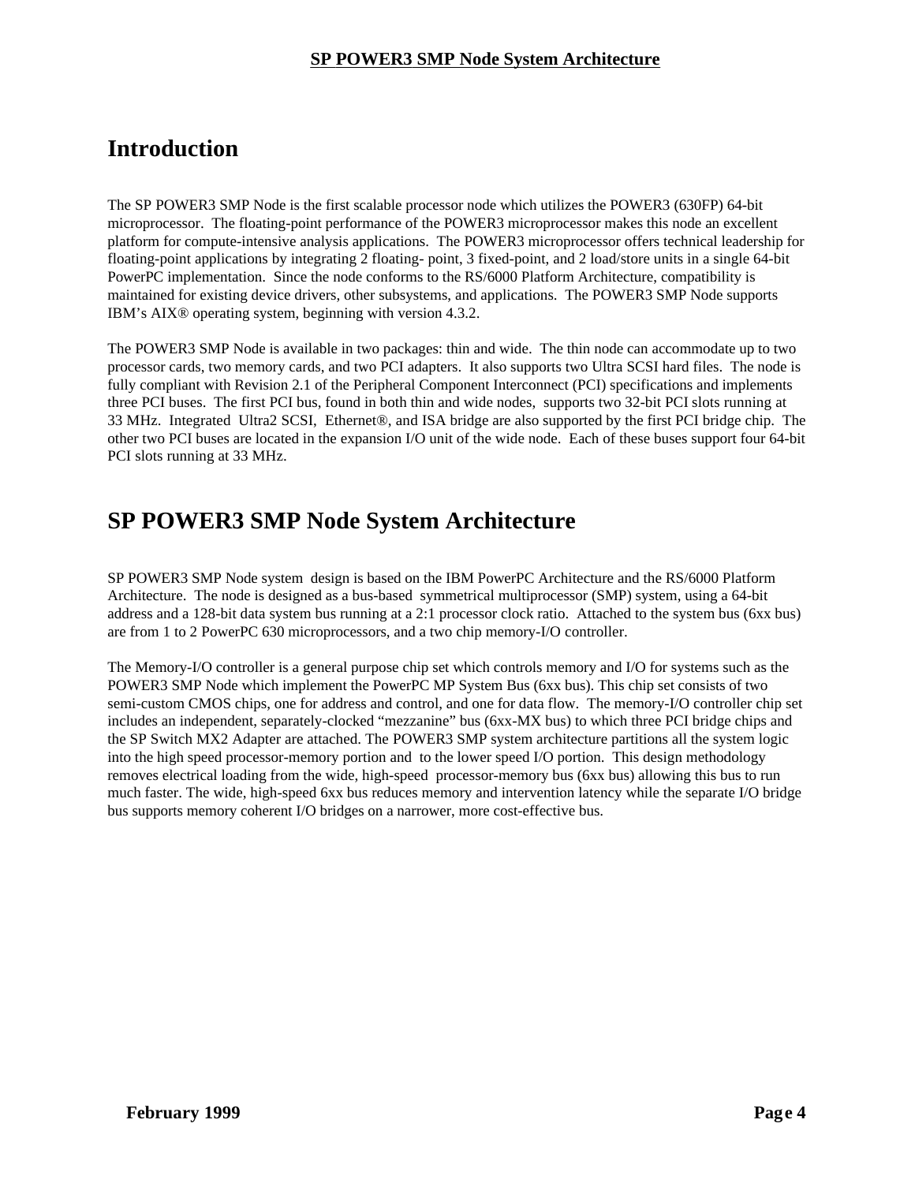# Introduction

The SP POWER3 SMP Node is the first scalable processor node which utilizes the POWER3 (630FP) 64-bit microprocessor. The floating-point performance of the POWER3 microprocessor makes this node an excellent platform for compute-intensive analysis applications. The POWER3 microprocessor offers technical leadership for floating-point applications by integrating 2 floating- point, 3 fixed-point, and 2 load/store units in a single 64-bit PowerPC implementation. Since the node conforms to the RS/6000 Platform Architecture, compatibility is maintained for existing device drivers, other subsystems, and applications. The POWER3 SMP Node supports IBM's AIX® operating system, beginning with version 4.3.2.

The POWER3 SMP Node is available in two packages: thin and wide. The thin node can accommodate up to two processor cards, two memory cards, and two PCI adapters. It also supports two Ultra SCSI hard files. The node is fully compliant with Revision 2.1 of the Peripheral Component Interconnect (PCI) specifications and implements three PCI buses. The first PCI bus, found in both thin and wide nodes, supports two 32-bit PCI slots running at 33 MHz. Integrated Ultra2 SCSI, Ethernet®, and ISA bridge are also supported by the first PCI bridge chip. The other two PCI buses are located in the expansion I/O unit of the wide node. Each of these buses support four 64-bit PCI slots running at 33 MHz.

# SP POWER3 SMP Node System Architecture

SP POWER3 SMP Node system design is based on the IBM PowerPC Architecture and the RS/6000 Platform Architecture. The node is designed as a bus-based symmetrical multiprocessor (SMP) system, using a 64-bit address and a 128-bit data system bus running at a 2:1 processor clock ratio. Attached to the system bus (6xx bus) are from 1 to 2 PowerPC 630 microprocessors, and a two chip memory-I/O controller.

The Memory-I/O controller is a general purpose chip set which controls memory and I/O for systems such as the POWER3 SMP Node which implement the PowerPC MP System Bus (6xx bus). This chip set consists of two semi-custom CMOS chips, one for address and control, and one for data flow. The memory-I/O controller chip set includes an independent, separately-clocked "mezzanine" bus (6xx-MX bus) to which three PCI bridge chips and the SP Switch MX2 Adapter are attached. The POWER3 SMP system architecture partitions all the system logic into the high speed processor-memory portion and to the lower speed I/O portion. This design methodology removes electrical loading from the wide, high-speed processor-memory bus (6xx bus) allowing this bus to run much faster. The wide, high-speed 6xx bus reduces memory and intervention latency while the separate I/O bridge bus supports memory coherent I/O bridges on a narrower, more cost-effective bus.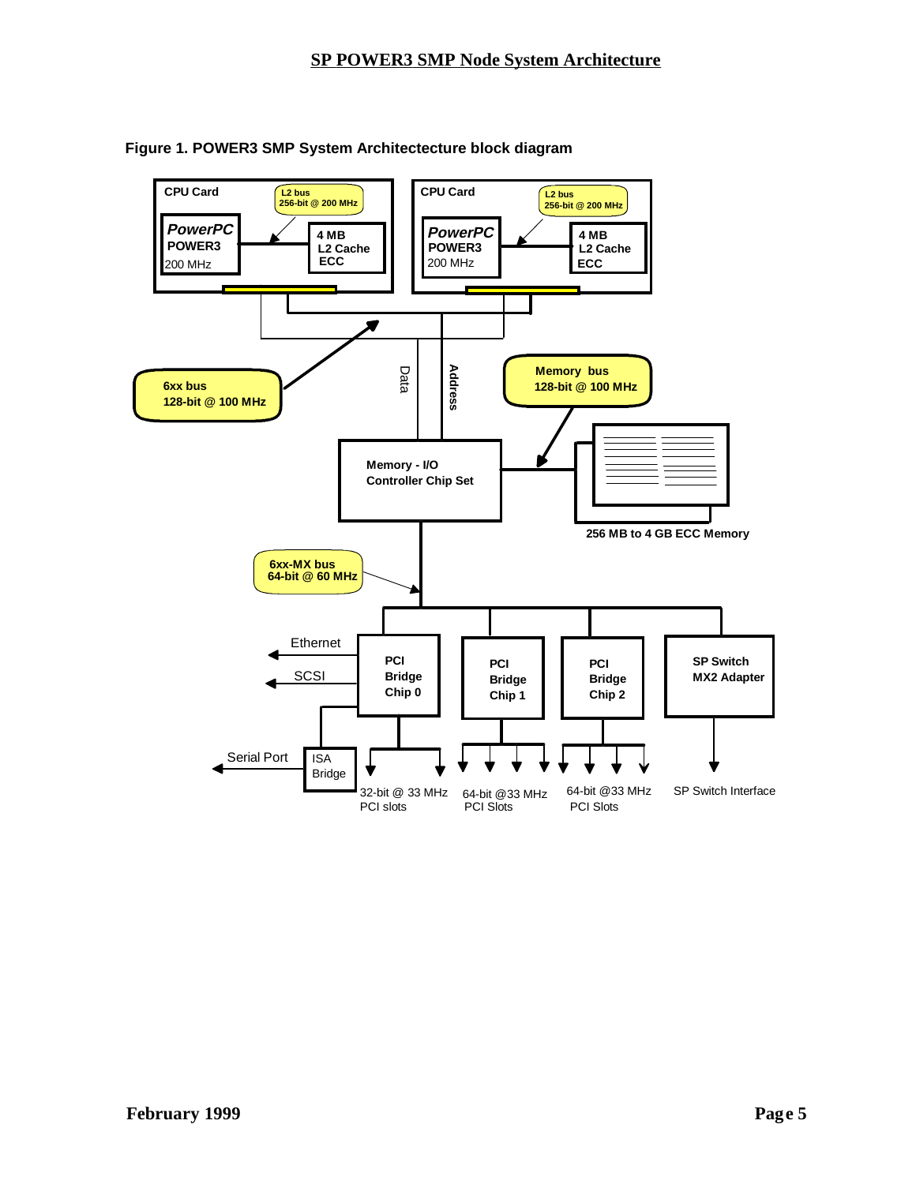**Figure 1. POWER3 SMP System Architectecture block diagram**

CPU Card

L2 bus
256-bit @ 200 MHz

*PowerPC*
POWER3
200 MHz

4 MB
L2 Cache
ECC

CPU Card

L2 bus
256-bit @ 200 MHz

*PowerPC*
POWER3
200 MHz

4 MB
L2 Cache
ECC

6xx bus
128-bit @ 100 MHz

Data

Address

Memory bus
128-bit @ 100 MHz

Memory - I/O
Controller Chip Set

256 MB to 4 GB ECC Memory

6xx-MX bus
64-bit @ 60 MHz

Ethernet

SCSI

PCI
Bridge
Chip 0

PCI
Bridge
Chip 1

PCI
Bridge
Chip 2

SP Switch
MX2 Adapter

Serial Port

ISA
Bridge

32-bit @ 33 MHz
PCI slots

64-bit @33 MHz
PCI Slots

64-bit @33 MHz
PCI Slots

SP Switch Interface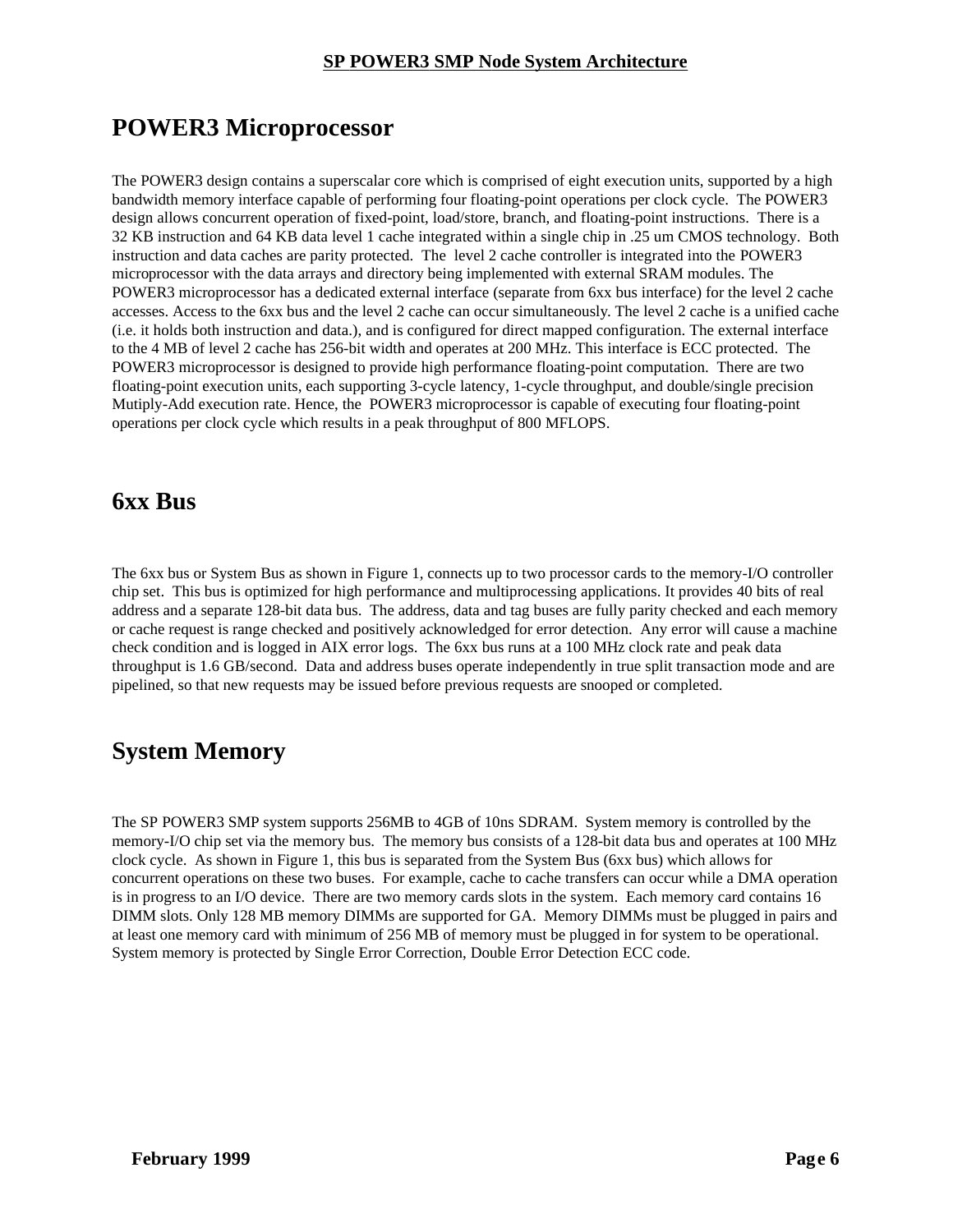# POWER3 Microprocessor

The POWER3 design contains a superscalar core which is comprised of eight execution units, supported by a high bandwidth memory interface capable of performing four floating-point operations per clock cycle. The POWER3 design allows concurrent operation of fixed-point, load/store, branch, and floating-point instructions. There is a 32 KB instruction and 64 KB data level 1 cache integrated within a single chip in .25 um CMOS technology. Both instruction and data caches are parity protected. The level 2 cache controller is integrated into the POWER3 microprocessor with the data arrays and directory being implemented with external SRAM modules. The POWER3 microprocessor has a dedicated external interface (separate from 6xx bus interface) for the level 2 cache accesses. Access to the 6xx bus and the level 2 cache can occur simultaneously. The level 2 cache is a unified cache (i.e. it holds both instruction and data.), and is configured for direct mapped configuration. The external interface to the 4 MB of level 2 cache has 256-bit width and operates at 200 MHz. This interface is ECC protected. The POWER3 microprocessor is designed to provide high performance floating-point computation. There are two floating-point execution units, each supporting 3-cycle latency, 1-cycle throughput, and double/single precision Mutiply-Add execution rate. Hence, the POWER3 microprocessor is capable of executing four floating-point operations per clock cycle which results in a peak throughput of 800 MFLOPS.

# 6xx Bus

The 6xx bus or System Bus as shown in Figure 1, connects up to two processor cards to the memory-I/O controller chip set. This bus is optimized for high performance and multiprocessing applications. It provides 40 bits of real address and a separate 128-bit data bus. The address, data and tag buses are fully parity checked and each memory or cache request is range checked and positively acknowledged for error detection. Any error will cause a machine check condition and is logged in AIX error logs. The 6xx bus runs at a 100 MHz clock rate and peak data throughput is 1.6 GB/second. Data and address buses operate independently in true split transaction mode and are pipelined, so that new requests may be issued before previous requests are snooped or completed.

# System Memory

The SP POWER3 SMP system supports 256MB to 4GB of 10ns SDRAM. System memory is controlled by the memory-I/O chip set via the memory bus. The memory bus consists of a 128-bit data bus and operates at 100 MHz clock cycle. As shown in Figure 1, this bus is separated from the System Bus (6xx bus) which allows for concurrent operations on these two buses. For example, cache to cache transfers can occur while a DMA operation is in progress to an I/O device. There are two memory cards slots in the system. Each memory card contains 16 DIMM slots. Only 128 MB memory DIMMs are supported for GA. Memory DIMMs must be plugged in pairs and at least one memory card with minimum of 256 MB of memory must be plugged in for system to be operational. System memory is protected by Single Error Correction, Double Error Detection ECC code.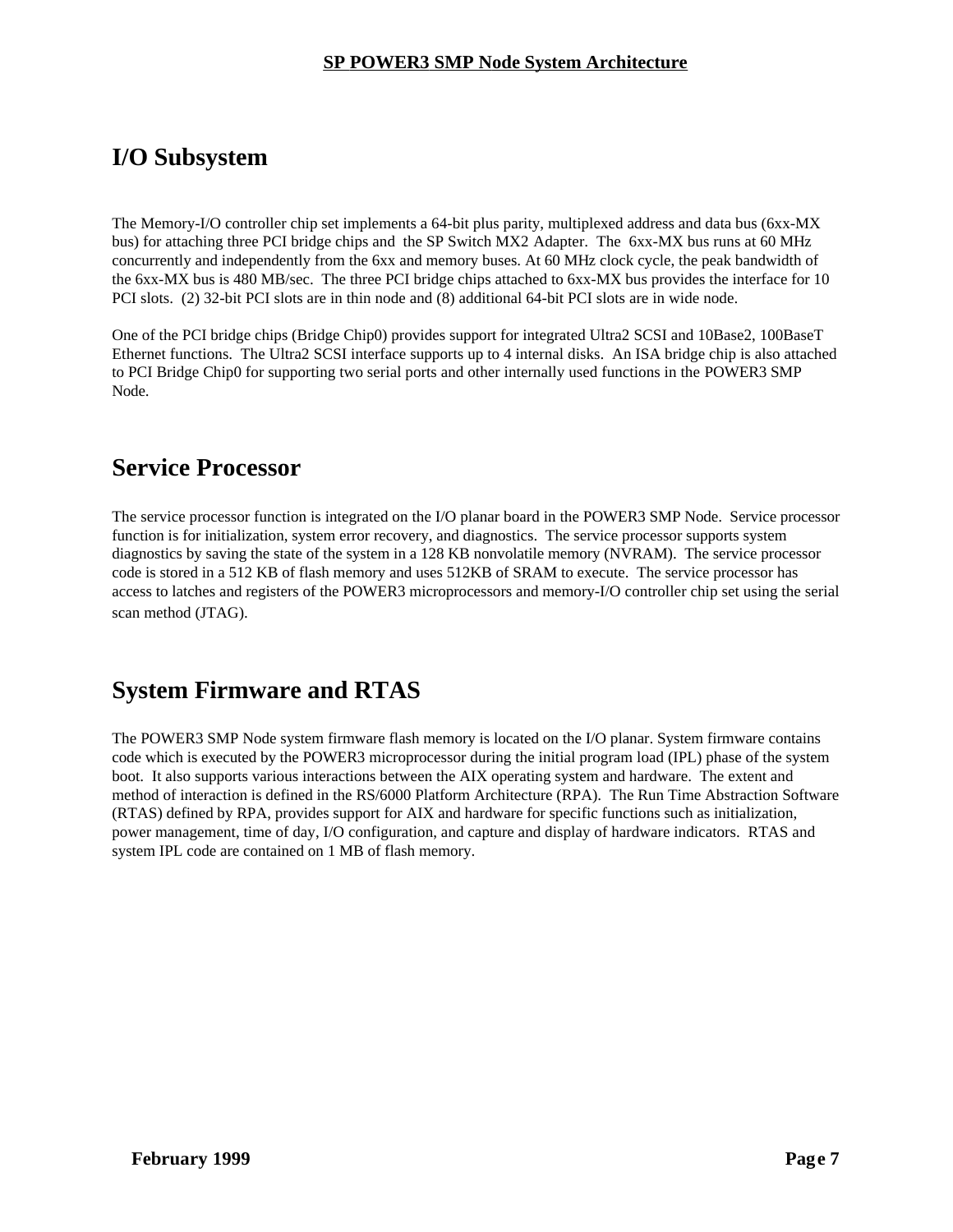# I/O Subsystem

The Memory-I/O controller chip set implements a 64-bit plus parity, multiplexed address and data bus (6xx-MX bus) for attaching three PCI bridge chips and the SP Switch MX2 Adapter. The 6xx-MX bus runs at 60 MHz concurrently and independently from the 6xx and memory buses. At 60 MHz clock cycle, the peak bandwidth of the 6xx-MX bus is 480 MB/sec. The three PCI bridge chips attached to 6xx-MX bus provides the interface for 10 PCI slots. (2) 32-bit PCI slots are in thin node and (8) additional 64-bit PCI slots are in wide node.

One of the PCI bridge chips (Bridge Chip0) provides support for integrated Ultra2 SCSI and 10Base2, 100BaseT Ethernet functions. The Ultra2 SCSI interface supports up to 4 internal disks. An ISA bridge chip is also attached to PCI Bridge Chip0 for supporting two serial ports and other internally used functions in the POWER3 SMP Node.

# Service Processor

The service processor function is integrated on the I/O planar board in the POWER3 SMP Node. Service processor function is for initialization, system error recovery, and diagnostics. The service processor supports system diagnostics by saving the state of the system in a 128 KB nonvolatile memory (NVRAM). The service processor code is stored in a 512 KB of flash memory and uses 512KB of SRAM to execute. The service processor has access to latches and registers of the POWER3 microprocessors and memory-I/O controller chip set using the serial scan method (JTAG).

# System Firmware and RTAS

The POWER3 SMP Node system firmware flash memory is located on the I/O planar. System firmware contains code which is executed by the POWER3 microprocessor during the initial program load (IPL) phase of the system boot. It also supports various interactions between the AIX operating system and hardware. The extent and method of interaction is defined in the RS/6000 Platform Architecture (RPA). The Run Time Abstraction Software (RTAS) defined by RPA, provides support for AIX and hardware for specific functions such as initialization, power management, time of day, I/O configuration, and capture and display of hardware indicators. RTAS and system IPL code are contained on 1 MB of flash memory.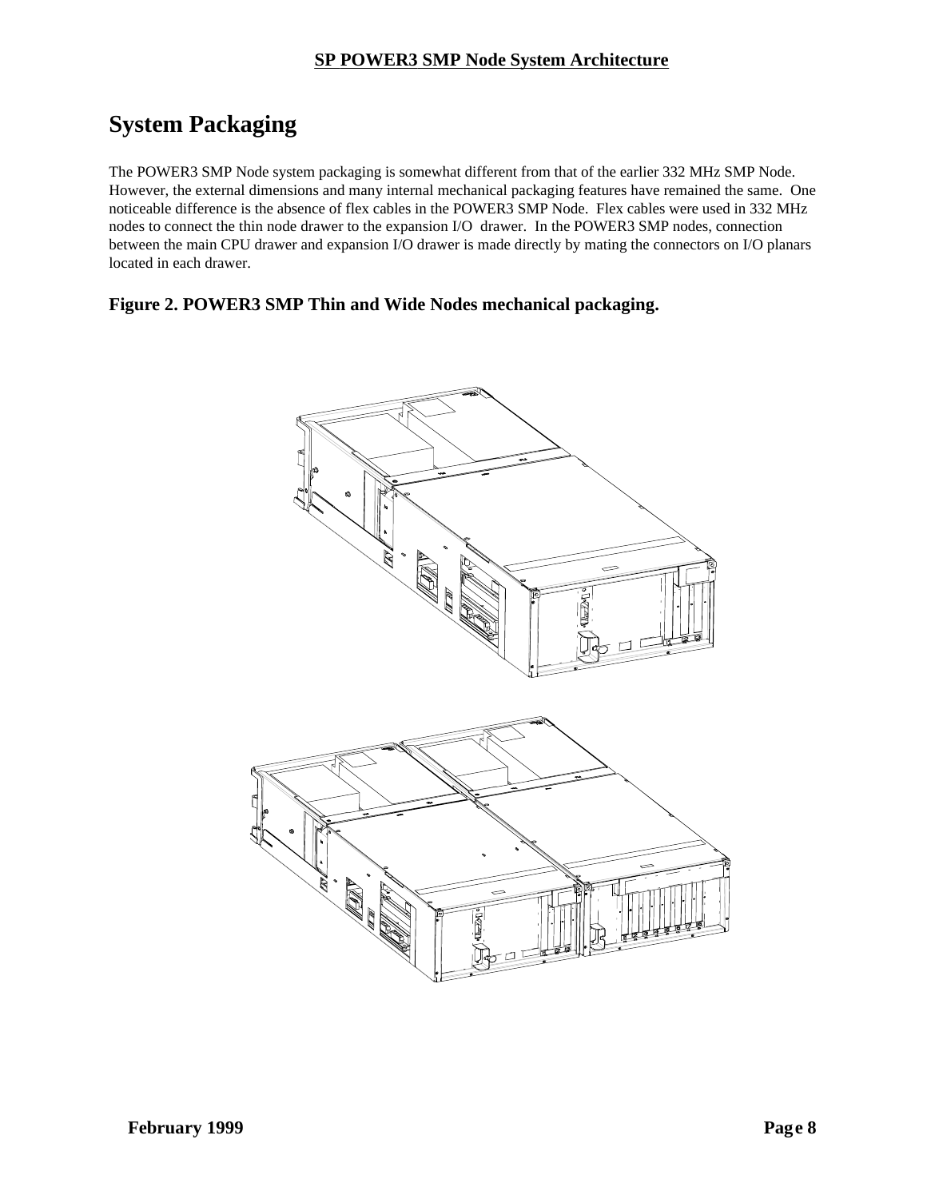# System Packaging

The POWER3 SMP Node system packaging is somewhat different from that of the earlier 332 MHz SMP Node. However, the external dimensions and many internal mechanical packaging features have remained the same. One noticeable difference is the absence of flex cables in the POWER3 SMP Node. Flex cables were used in 332 MHz nodes to connect the thin node drawer to the expansion I/O drawer. In the POWER3 SMP nodes, connection between the main CPU drawer and expansion I/O drawer is made directly by mating the connectors on I/O planars located in each drawer.

### Figure 2. POWER3 SMP Thin and Wide Nodes mechanical packaging.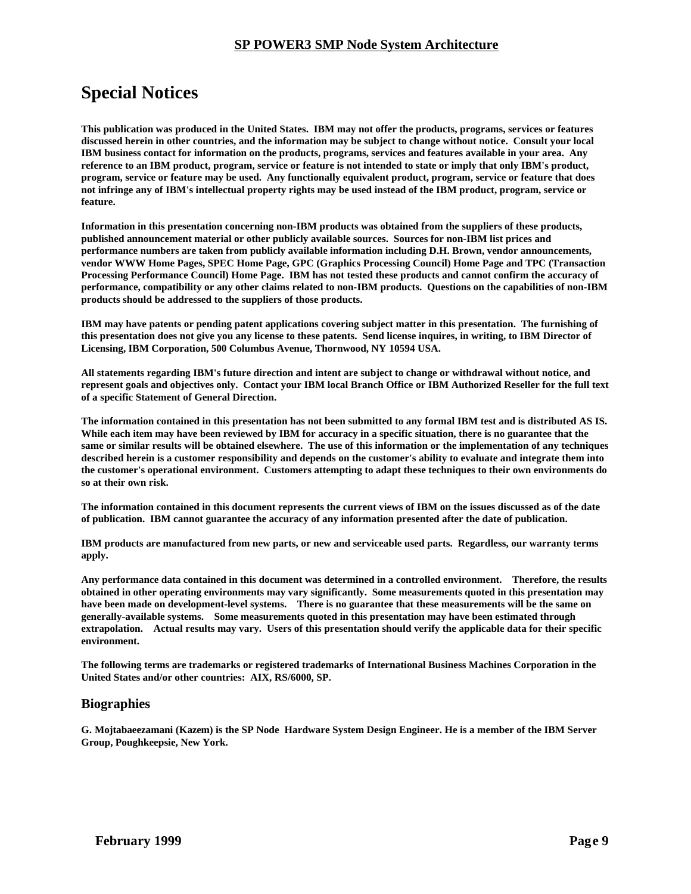# Special Notices

**This publication was produced in the United States. IBM may not offer the products, programs, services or features discussed herein in other countries, and the information may be subject to change without notice. Consult your local IBM business contact for information on the products, programs, services and features available in your area. Any reference to an IBM product, program, service or feature is not intended to state or imply that only IBM's product, program, service or feature may be used. Any functionally equivalent product, program, service or feature that does not infringe any of IBM's intellectual property rights may be used instead of the IBM product, program, service or feature.**

**Information in this presentation concerning non-IBM products was obtained from the suppliers of these products, published announcement material or other publicly available sources. Sources for non-IBM list prices and performance numbers are taken from publicly available information including D.H. Brown, vendor announcements, vendor WWW Home Pages, SPEC Home Page, GPC (Graphics Processing Council) Home Page and TPC (Transaction Processing Performance Council) Home Page. IBM has not tested these products and cannot confirm the accuracy of performance, compatibility or any other claims related to non-IBM products. Questions on the capabilities of non-IBM products should be addressed to the suppliers of those products.**

**IBM may have patents or pending patent applications covering subject matter in this presentation. The furnishing of this presentation does not give you any license to these patents. Send license inquires, in writing, to IBM Director of Licensing, IBM Corporation, 500 Columbus Avenue, Thornwood, NY 10594 USA.**

**All statements regarding IBM's future direction and intent are subject to change or withdrawal without notice, and represent goals and objectives only. Contact your IBM local Branch Office or IBM Authorized Reseller for the full text of a specific Statement of General Direction.**

**The information contained in this presentation has not been submitted to any formal IBM test and is distributed AS IS. While each item may have been reviewed by IBM for accuracy in a specific situation, there is no guarantee that the same or similar results will be obtained elsewhere. The use of this information or the implementation of any techniques described herein is a customer responsibility and depends on the customer's ability to evaluate and integrate them into the customer's operational environment. Customers attempting to adapt these techniques to their own environments do so at their own risk.**

**The information contained in this document represents the current views of IBM on the issues discussed as of the date of publication. IBM cannot guarantee the accuracy of any information presented after the date of publication.**

**IBM products are manufactured from new parts, or new and serviceable used parts. Regardless, our warranty terms apply.**

**Any performance data contained in this document was determined in a controlled environment. Therefore, the results obtained in other operating environments may vary significantly. Some measurements quoted in this presentation may have been made on development-level systems. There is no guarantee that these measurements will be the same on generally-available systems. Some measurements quoted in this presentation may have been estimated through extrapolation. Actual results may vary. Users of this presentation should verify the applicable data for their specific environment.**

**The following terms are trademarks or registered trademarks of International Business Machines Corporation in the United States and/or other countries: AIX, RS/6000, SP.**

## Biographies

**G. Mojtabaeezamani (Kazem) is the SP Node Hardware System Design Engineer. He is a member of the IBM Server Group, Poughkeepsie, New York.**